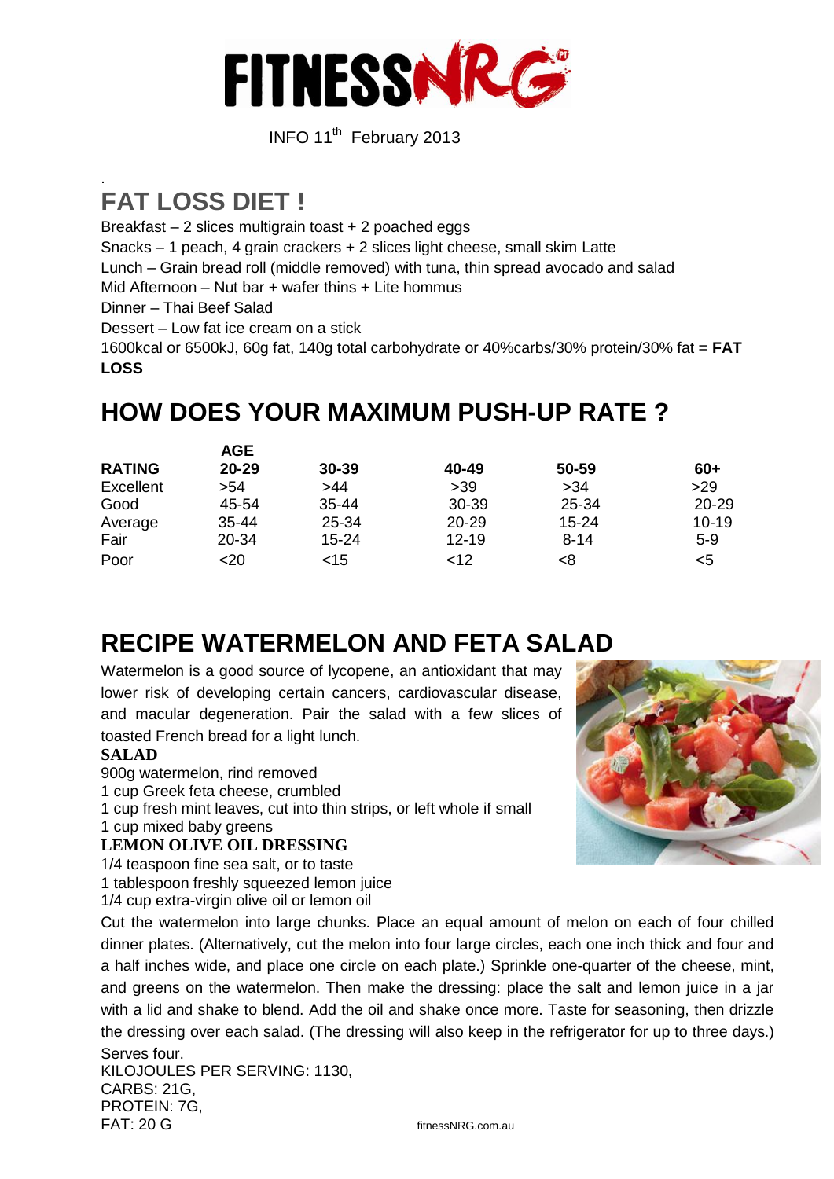# FITNESSNRG

INFO 11th February 2013

## FAT LOSS DIET !

Breakfast – 2 slices multigrain toast + 2 poached eggs
Snacks – 1 peach, 4 grain crackers + 2 slices light cheese, small skim Latte
Lunch – Grain bread roll (middle removed) with tuna, thin spread avocado and salad
Mid Afternoon – Nut bar + wafer thins + Lite hommus
Dinner – Thai Beef Salad
Dessert – Low fat ice cream on a stick
1600kcal or 6500kJ, 60g fat, 140g total carbohydrate or 40%carbs/30% protein/30% fat = **FAT LOSS**

## HOW DOES YOUR MAXIMUM PUSH-UP RATE ?

| | **AGE** | | | | |
|---|---|---|---|---|---|
| **RATING** | **20-29** | **30-39** | **40-49** | **50-59** | **60+** |
| Excellent | >54 | >44 | >39 | >34 | >29 |
| Good | 45-54 | 35-44 | 30-39 | 25-34 | 20-29 |
| Average | 35-44 | 25-34 | 20-29 | 15-24 | 10-19 |
| Fair | 20-34 | 15-24 | 12-19 | 8-14 | 5-9 |
| Poor | <20 | <15 | <12 | <8 | <5 |

## RECIPE WATERMELON AND FETA SALAD

Watermelon is a good source of lycopene, an antioxidant that may lower risk of developing certain cancers, cardiovascular disease, and macular degeneration. Pair the salad with a few slices of toasted French bread for a light lunch.

**SALAD**

900g watermelon, rind removed
1 cup Greek feta cheese, crumbled
1 cup fresh mint leaves, cut into thin strips, or left whole if small
1 cup mixed baby greens

**LEMON OLIVE OIL DRESSING**

1/4 teaspoon fine sea salt, or to taste
1 tablespoon freshly squeezed lemon juice
1/4 cup extra-virgin olive oil or lemon oil

Cut the watermelon into large chunks. Place an equal amount of melon on each of four chilled dinner plates. (Alternatively, cut the melon into four large circles, each one inch thick and four and a half inches wide, and place one circle on each plate.) Sprinkle one-quarter of the cheese, mint, and greens on the watermelon. Then make the dressing: place the salt and lemon juice in a jar with a lid and shake to blend. Add the oil and shake once more. Taste for seasoning, then drizzle the dressing over each salad. (The dressing will also keep in the refrigerator for up to three days.) Serves four.

KILOJOULES PER SERVING: 1130,
CARBS: 21G,
PROTEIN: 7G,
FAT: 20 G

fitnessNRG.com.au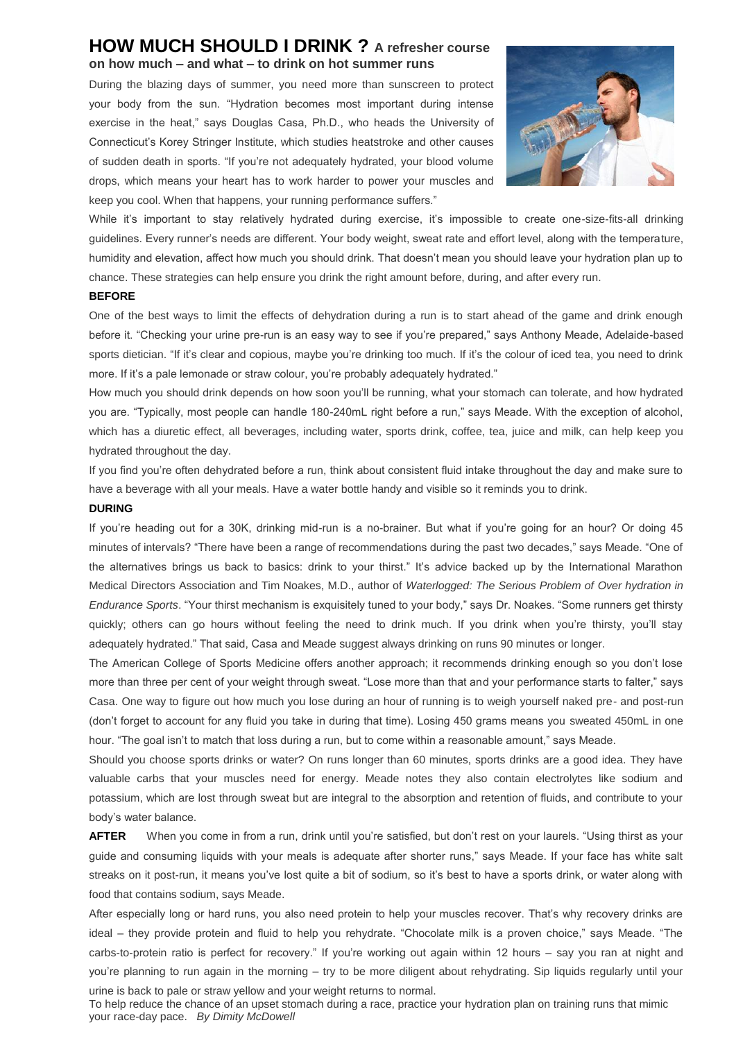# HOW MUCH SHOULD I DRINK ? A refresher course on how much – and what – to drink on hot summer runs

During the blazing days of summer, you need more than sunscreen to protect your body from the sun. "Hydration becomes most important during intense exercise in the heat," says Douglas Casa, Ph.D., who heads the University of Connecticut's Korey Stringer Institute, which studies heatstroke and other causes of sudden death in sports. "If you're not adequately hydrated, your blood volume drops, which means your heart has to work harder to power your muscles and keep you cool. When that happens, your running performance suffers."

While it's important to stay relatively hydrated during exercise, it's impossible to create one-size-fits-all drinking guidelines. Every runner's needs are different. Your body weight, sweat rate and effort level, along with the temperature, humidity and elevation, affect how much you should drink. That doesn't mean you should leave your hydration plan up to chance. These strategies can help ensure you drink the right amount before, during, and after every run.

**BEFORE**

One of the best ways to limit the effects of dehydration during a run is to start ahead of the game and drink enough before it. "Checking your urine pre-run is an easy way to see if you're prepared," says Anthony Meade, Adelaide-based sports dietician. "If it's clear and copious, maybe you're drinking too much. If it's the colour of iced tea, you need to drink more. If it's a pale lemonade or straw colour, you're probably adequately hydrated."

How much you should drink depends on how soon you'll be running, what your stomach can tolerate, and how hydrated you are. "Typically, most people can handle 180-240mL right before a run," says Meade. With the exception of alcohol, which has a diuretic effect, all beverages, including water, sports drink, coffee, tea, juice and milk, can help keep you hydrated throughout the day.

If you find you're often dehydrated before a run, think about consistent fluid intake throughout the day and make sure to have a beverage with all your meals. Have a water bottle handy and visible so it reminds you to drink.

**DURING**

If you're heading out for a 30K, drinking mid-run is a no-brainer. But what if you're going for an hour? Or doing 45 minutes of intervals? "There have been a range of recommendations during the past two decades," says Meade. "One of the alternatives brings us back to basics: drink to your thirst." It's advice backed up by the International Marathon Medical Directors Association and Tim Noakes, M.D., author of *Waterlogged: The Serious Problem of Over hydration in Endurance Sports*. "Your thirst mechanism is exquisitely tuned to your body," says Dr. Noakes. "Some runners get thirsty quickly; others can go hours without feeling the need to drink much. If you drink when you're thirsty, you'll stay adequately hydrated." That said, Casa and Meade suggest always drinking on runs 90 minutes or longer.

The American College of Sports Medicine offers another approach; it recommends drinking enough so you don't lose more than three per cent of your weight through sweat. "Lose more than that and your performance starts to falter," says Casa. One way to figure out how much you lose during an hour of running is to weigh yourself naked pre- and post-run (don't forget to account for any fluid you take in during that time). Losing 450 grams means you sweated 450mL in one hour. "The goal isn't to match that loss during a run, but to come within a reasonable amount," says Meade.

Should you choose sports drinks or water? On runs longer than 60 minutes, sports drinks are a good idea. They have valuable carbs that your muscles need for energy. Meade notes they also contain electrolytes like sodium and potassium, which are lost through sweat but are integral to the absorption and retention of fluids, and contribute to your body's water balance.

**AFTER** When you come in from a run, drink until you're satisfied, but don't rest on your laurels. "Using thirst as your guide and consuming liquids with your meals is adequate after shorter runs," says Meade. If your face has white salt streaks on it post-run, it means you've lost quite a bit of sodium, so it's best to have a sports drink, or water along with food that contains sodium, says Meade.

After especially long or hard runs, you also need protein to help your muscles recover. That's why recovery drinks are ideal – they provide protein and fluid to help you rehydrate. "Chocolate milk is a proven choice," says Meade. "The carbs-to-protein ratio is perfect for recovery." If you're working out again within 12 hours – say you ran at night and you're planning to run again in the morning – try to be more diligent about rehydrating. Sip liquids regularly until your urine is back to pale or straw yellow and your weight returns to normal.

To help reduce the chance of an upset stomach during a race, practice your hydration plan on training runs that mimic your race-day pace. *By Dimity McDowell*